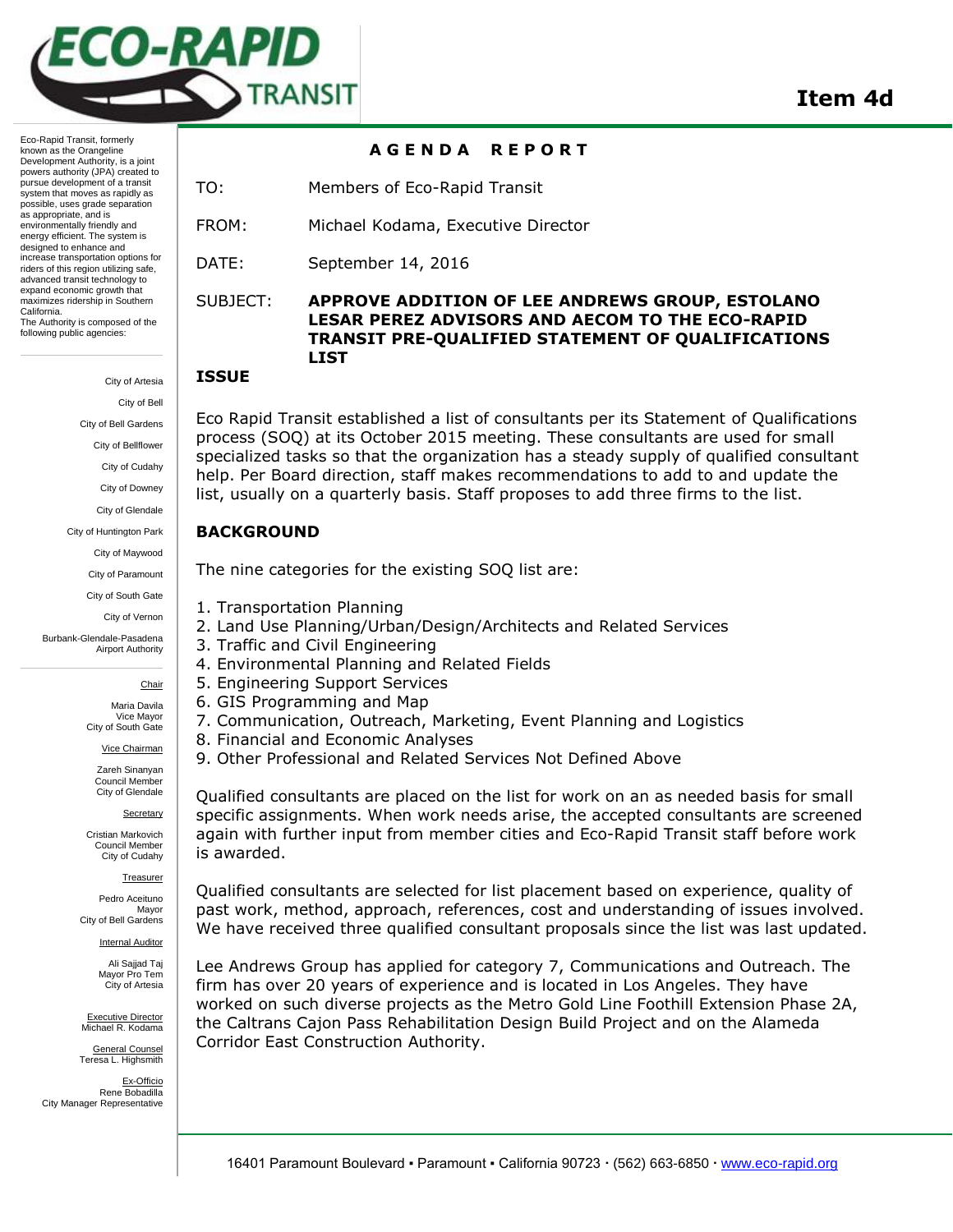# Item 4d

Eco-Rapid Transit, formerly known as the Orangeline Development Authority, is a joint powers authority (JPA) created to pursue development of a transit system that moves as rapidly as possible, uses grade separation as appropriate, and is environmentally friendly and energy efficient. The system is designed to enhance and increase transportation options for riders of this region utilizing safe, advanced transit technology to expand economic growth that maximizes ridership in Southern California.
The Authority is composed of the following public agencies:

City of Artesia
City of Bell
City of Bell Gardens
City of Bellflower
City of Cudahy
City of Downey
City of Glendale
City of Huntington Park
City of Maywood
City of Paramount
City of South Gate
City of Vernon
Burbank-Glendale-Pasadena Airport Authority

Chair
Maria Davila
Vice Mayor
City of South Gate

Vice Chairman
Zareh Sinanyan
Council Member
City of Glendale

Secretary
Cristian Markovich
Council Member
City of Cudahy

Treasurer
Pedro Aceituno
Mayor
City of Bell Gardens

Internal Auditor
Ali Sajjad Taj
Mayor Pro Tem
City of Artesia

Executive Director
Michael R. Kodama

General Counsel
Teresa L. Highsmith

Ex-Officio
Rene Bobadilla
City Manager Representative

## AGENDA REPORT

TO: Members of Eco-Rapid Transit

FROM: Michael Kodama, Executive Director

DATE: September 14, 2016

SUBJECT: **APPROVE ADDITION OF LEE ANDREWS GROUP, ESTOLANO LESAR PEREZ ADVISORS AND AECOM TO THE ECO-RAPID TRANSIT PRE-QUALIFIED STATEMENT OF QUALIFICATIONS LIST**

## ISSUE

Eco Rapid Transit established a list of consultants per its Statement of Qualifications process (SOQ) at its October 2015 meeting. These consultants are used for small specialized tasks so that the organization has a steady supply of qualified consultant help. Per Board direction, staff makes recommendations to add to and update the list, usually on a quarterly basis. Staff proposes to add three firms to the list.

## BACKGROUND

The nine categories for the existing SOQ list are:

1. Transportation Planning
2. Land Use Planning/Urban/Design/Architects and Related Services
3. Traffic and Civil Engineering
4. Environmental Planning and Related Fields
5. Engineering Support Services
6. GIS Programming and Map
7. Communication, Outreach, Marketing, Event Planning and Logistics
8. Financial and Economic Analyses
9. Other Professional and Related Services Not Defined Above

Qualified consultants are placed on the list for work on an as needed basis for small specific assignments. When work needs arise, the accepted consultants are screened again with further input from member cities and Eco-Rapid Transit staff before work is awarded.

Qualified consultants are selected for list placement based on experience, quality of past work, method, approach, references, cost and understanding of issues involved. We have received three qualified consultant proposals since the list was last updated.

Lee Andrews Group has applied for category 7, Communications and Outreach. The firm has over 20 years of experience and is located in Los Angeles. They have worked on such diverse projects as the Metro Gold Line Foothill Extension Phase 2A, the Caltrans Cajon Pass Rehabilitation Design Build Project and on the Alameda Corridor East Construction Authority.

16401 Paramount Boulevard ▪ Paramount ▪ California 90723 · (562) 663-6850 · www.eco-rapid.org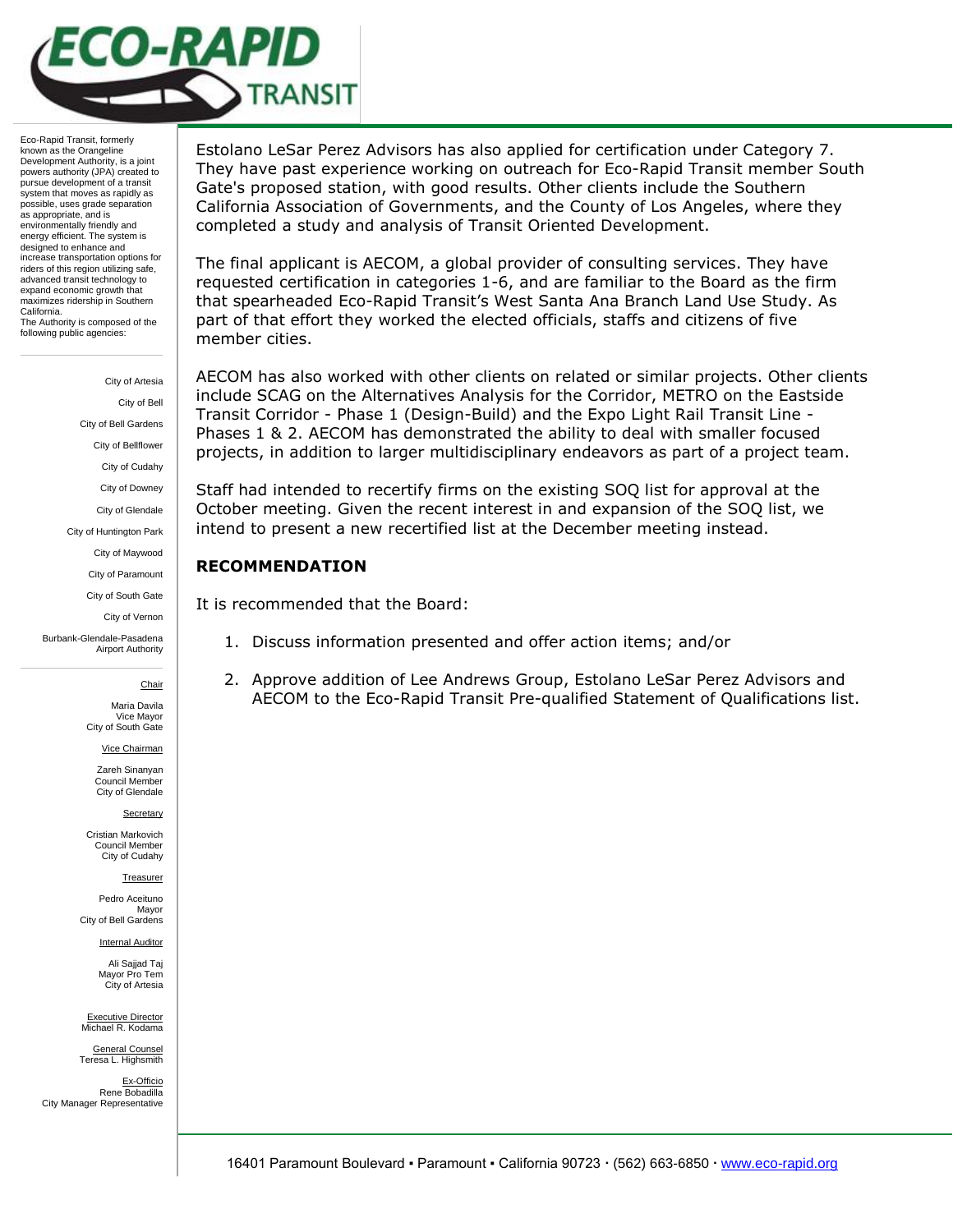Estolano LeSar Perez Advisors has also applied for certification under Category 7. They have past experience working on outreach for Eco-Rapid Transit member South Gate's proposed station, with good results. Other clients include the Southern California Association of Governments, and the County of Los Angeles, where they completed a study and analysis of Transit Oriented Development.

The final applicant is AECOM, a global provider of consulting services. They have requested certification in categories 1-6, and are familiar to the Board as the firm that spearheaded Eco-Rapid Transit's West Santa Ana Branch Land Use Study. As part of that effort they worked the elected officials, staffs and citizens of five member cities.

AECOM has also worked with other clients on related or similar projects. Other clients include SCAG on the Alternatives Analysis for the Corridor, METRO on the Eastside Transit Corridor - Phase 1 (Design-Build) and the Expo Light Rail Transit Line - Phases 1 & 2. AECOM has demonstrated the ability to deal with smaller focused projects, in addition to larger multidisciplinary endeavors as part of a project team.

Staff had intended to recertify firms on the existing SOQ list for approval at the October meeting. Given the recent interest in and expansion of the SOQ list, we intend to present a new recertified list at the December meeting instead.

## RECOMMENDATION

It is recommended that the Board:

1. Discuss information presented and offer action items; and/or
2. Approve addition of Lee Andrews Group, Estolano LeSar Perez Advisors and AECOM to the Eco-Rapid Transit Pre-qualified Statement of Qualifications list.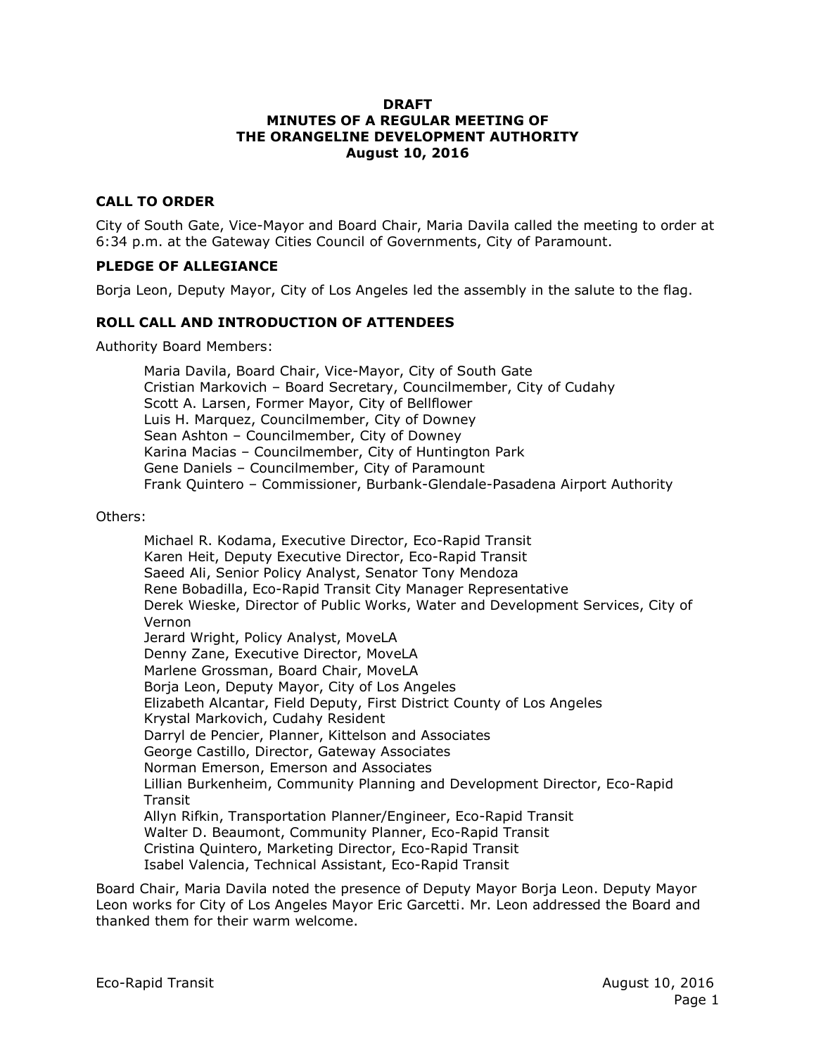**DRAFT**
**MINUTES OF A REGULAR MEETING OF**
**THE ORANGELINE DEVELOPMENT AUTHORITY**
**August 10, 2016**

## CALL TO ORDER

City of South Gate, Vice-Mayor and Board Chair, Maria Davila called the meeting to order at 6:34 p.m. at the Gateway Cities Council of Governments, City of Paramount.

## PLEDGE OF ALLEGIANCE

Borja Leon, Deputy Mayor, City of Los Angeles led the assembly in the salute to the flag.

## ROLL CALL AND INTRODUCTION OF ATTENDEES

Authority Board Members:

Maria Davila, Board Chair, Vice-Mayor, City of South Gate
Cristian Markovich – Board Secretary, Councilmember, City of Cudahy
Scott A. Larsen, Former Mayor, City of Bellflower
Luis H. Marquez, Councilmember, City of Downey
Sean Ashton – Councilmember, City of Downey
Karina Macias – Councilmember, City of Huntington Park
Gene Daniels – Councilmember, City of Paramount
Frank Quintero – Commissioner, Burbank-Glendale-Pasadena Airport Authority

Others:

Michael R. Kodama, Executive Director, Eco-Rapid Transit
Karen Heit, Deputy Executive Director, Eco-Rapid Transit
Saeed Ali, Senior Policy Analyst, Senator Tony Mendoza
Rene Bobadilla, Eco-Rapid Transit City Manager Representative
Derek Wieske, Director of Public Works, Water and Development Services, City of Vernon
Jerard Wright, Policy Analyst, MoveLA
Denny Zane, Executive Director, MoveLA
Marlene Grossman, Board Chair, MoveLA
Borja Leon, Deputy Mayor, City of Los Angeles
Elizabeth Alcantar, Field Deputy, First District County of Los Angeles
Krystal Markovich, Cudahy Resident
Darryl de Pencier, Planner, Kittelson and Associates
George Castillo, Director, Gateway Associates
Norman Emerson, Emerson and Associates
Lillian Burkenheim, Community Planning and Development Director, Eco-Rapid Transit
Allyn Rifkin, Transportation Planner/Engineer, Eco-Rapid Transit
Walter D. Beaumont, Community Planner, Eco-Rapid Transit
Cristina Quintero, Marketing Director, Eco-Rapid Transit
Isabel Valencia, Technical Assistant, Eco-Rapid Transit

Board Chair, Maria Davila noted the presence of Deputy Mayor Borja Leon. Deputy Mayor Leon works for City of Los Angeles Mayor Eric Garcetti. Mr. Leon addressed the Board and thanked them for their warm welcome.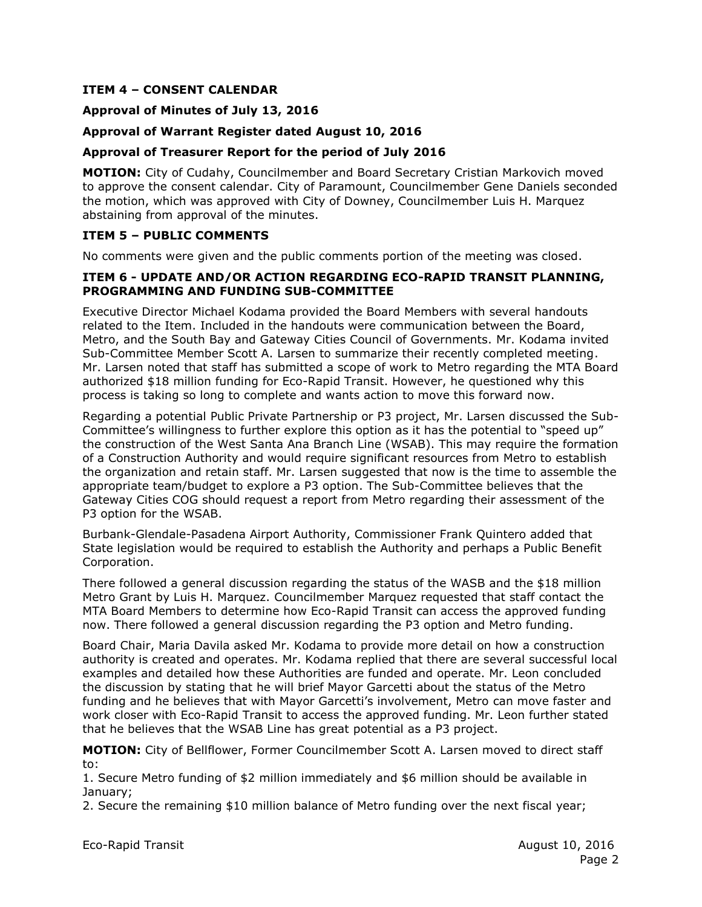**ITEM 4 – CONSENT CALENDAR**

**Approval of Minutes of July 13, 2016**

**Approval of Warrant Register dated August 10, 2016**

**Approval of Treasurer Report for the period of July 2016**

**MOTION:** City of Cudahy, Councilmember and Board Secretary Cristian Markovich moved to approve the consent calendar. City of Paramount, Councilmember Gene Daniels seconded the motion, which was approved with City of Downey, Councilmember Luis H. Marquez abstaining from approval of the minutes.

**ITEM 5 – PUBLIC COMMENTS**

No comments were given and the public comments portion of the meeting was closed.

**ITEM 6 - UPDATE AND/OR ACTION REGARDING ECO-RAPID TRANSIT PLANNING, PROGRAMMING AND FUNDING SUB-COMMITTEE**

Executive Director Michael Kodama provided the Board Members with several handouts related to the Item. Included in the handouts were communication between the Board, Metro, and the South Bay and Gateway Cities Council of Governments. Mr. Kodama invited Sub-Committee Member Scott A. Larsen to summarize their recently completed meeting. Mr. Larsen noted that staff has submitted a scope of work to Metro regarding the MTA Board authorized $18 million funding for Eco-Rapid Transit. However, he questioned why this process is taking so long to complete and wants action to move this forward now.

Regarding a potential Public Private Partnership or P3 project, Mr. Larsen discussed the Sub-Committee's willingness to further explore this option as it has the potential to "speed up" the construction of the West Santa Ana Branch Line (WSAB). This may require the formation of a Construction Authority and would require significant resources from Metro to establish the organization and retain staff. Mr. Larsen suggested that now is the time to assemble the appropriate team/budget to explore a P3 option. The Sub-Committee believes that the Gateway Cities COG should request a report from Metro regarding their assessment of the P3 option for the WSAB.

Burbank-Glendale-Pasadena Airport Authority, Commissioner Frank Quintero added that State legislation would be required to establish the Authority and perhaps a Public Benefit Corporation.

There followed a general discussion regarding the status of the WASB and the $18 million Metro Grant by Luis H. Marquez. Councilmember Marquez requested that staff contact the MTA Board Members to determine how Eco-Rapid Transit can access the approved funding now. There followed a general discussion regarding the P3 option and Metro funding.

Board Chair, Maria Davila asked Mr. Kodama to provide more detail on how a construction authority is created and operates. Mr. Kodama replied that there are several successful local examples and detailed how these Authorities are funded and operate. Mr. Leon concluded the discussion by stating that he will brief Mayor Garcetti about the status of the Metro funding and he believes that with Mayor Garcetti's involvement, Metro can move faster and work closer with Eco-Rapid Transit to access the approved funding. Mr. Leon further stated that he believes that the WSAB Line has great potential as a P3 project.

**MOTION:** City of Bellflower, Former Councilmember Scott A. Larsen moved to direct staff to:

1. Secure Metro funding of $2 million immediately and $6 million should be available in January;
2. Secure the remaining $10 million balance of Metro funding over the next fiscal year;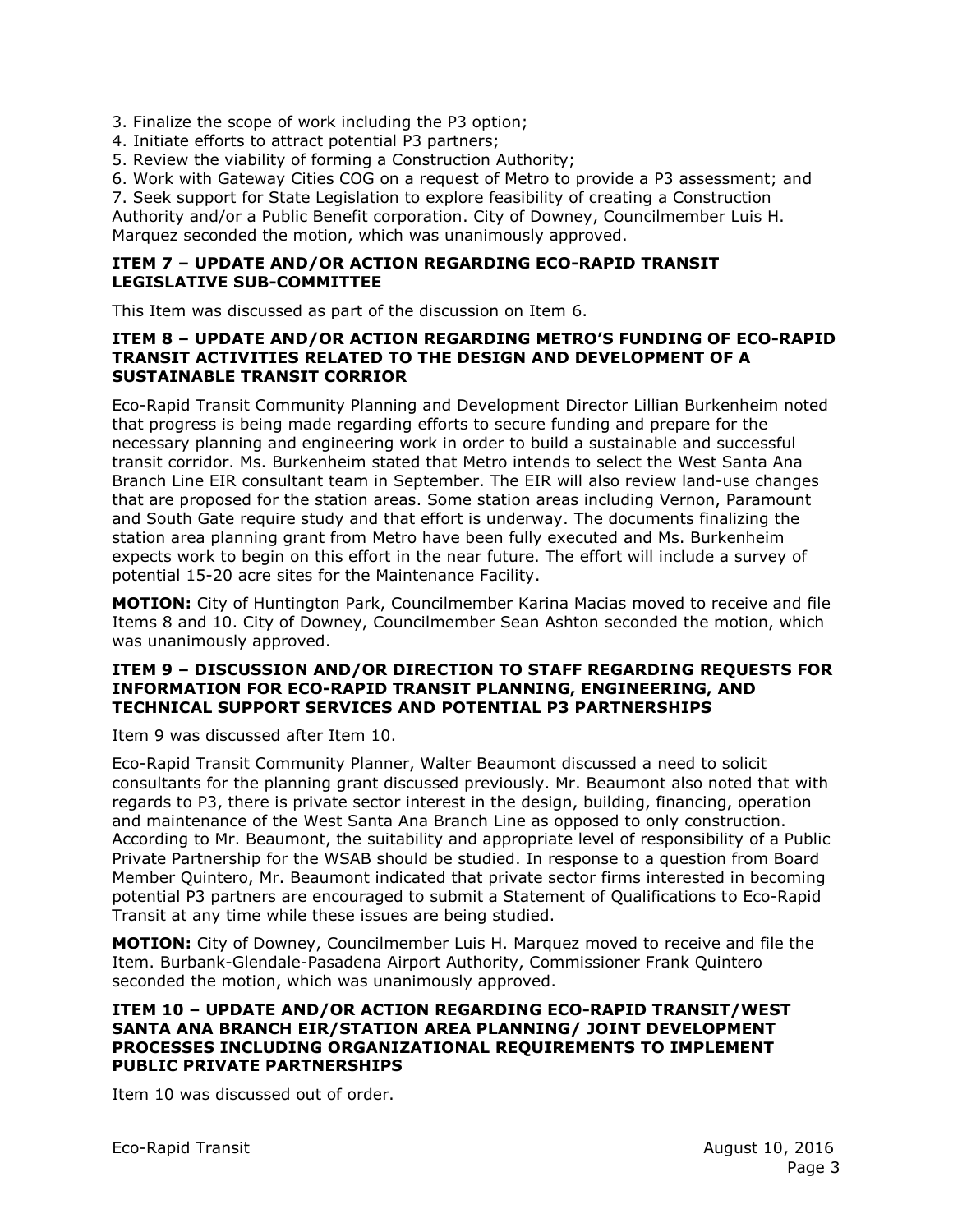3. Finalize the scope of work including the P3 option;
4. Initiate efforts to attract potential P3 partners;
5. Review the viability of forming a Construction Authority;
6. Work with Gateway Cities COG on a request of Metro to provide a P3 assessment; and
7. Seek support for State Legislation to explore feasibility of creating a Construction Authority and/or a Public Benefit corporation. City of Downey, Councilmember Luis H. Marquez seconded the motion, which was unanimously approved.

**ITEM 7 – UPDATE AND/OR ACTION REGARDING ECO-RAPID TRANSIT LEGISLATIVE SUB-COMMITTEE**

This Item was discussed as part of the discussion on Item 6.

**ITEM 8 – UPDATE AND/OR ACTION REGARDING METRO'S FUNDING OF ECO-RAPID TRANSIT ACTIVITIES RELATED TO THE DESIGN AND DEVELOPMENT OF A SUSTAINABLE TRANSIT CORRIOR**

Eco-Rapid Transit Community Planning and Development Director Lillian Burkenheim noted that progress is being made regarding efforts to secure funding and prepare for the necessary planning and engineering work in order to build a sustainable and successful transit corridor. Ms. Burkenheim stated that Metro intends to select the West Santa Ana Branch Line EIR consultant team in September. The EIR will also review land-use changes that are proposed for the station areas. Some station areas including Vernon, Paramount and South Gate require study and that effort is underway. The documents finalizing the station area planning grant from Metro have been fully executed and Ms. Burkenheim expects work to begin on this effort in the near future. The effort will include a survey of potential 15-20 acre sites for the Maintenance Facility.

**MOTION:** City of Huntington Park, Councilmember Karina Macias moved to receive and file Items 8 and 10. City of Downey, Councilmember Sean Ashton seconded the motion, which was unanimously approved.

**ITEM 9 – DISCUSSION AND/OR DIRECTION TO STAFF REGARDING REQUESTS FOR INFORMATION FOR ECO-RAPID TRANSIT PLANNING, ENGINEERING, AND TECHNICAL SUPPORT SERVICES AND POTENTIAL P3 PARTNERSHIPS**

Item 9 was discussed after Item 10.

Eco-Rapid Transit Community Planner, Walter Beaumont discussed a need to solicit consultants for the planning grant discussed previously. Mr. Beaumont also noted that with regards to P3, there is private sector interest in the design, building, financing, operation and maintenance of the West Santa Ana Branch Line as opposed to only construction. According to Mr. Beaumont, the suitability and appropriate level of responsibility of a Public Private Partnership for the WSAB should be studied. In response to a question from Board Member Quintero, Mr. Beaumont indicated that private sector firms interested in becoming potential P3 partners are encouraged to submit a Statement of Qualifications to Eco-Rapid Transit at any time while these issues are being studied.

**MOTION:** City of Downey, Councilmember Luis H. Marquez moved to receive and file the Item. Burbank-Glendale-Pasadena Airport Authority, Commissioner Frank Quintero seconded the motion, which was unanimously approved.

**ITEM 10 – UPDATE AND/OR ACTION REGARDING ECO-RAPID TRANSIT/WEST SANTA ANA BRANCH EIR/STATION AREA PLANNING/ JOINT DEVELOPMENT PROCESSES INCLUDING ORGANIZATIONAL REQUIREMENTS TO IMPLEMENT PUBLIC PRIVATE PARTNERSHIPS**

Item 10 was discussed out of order.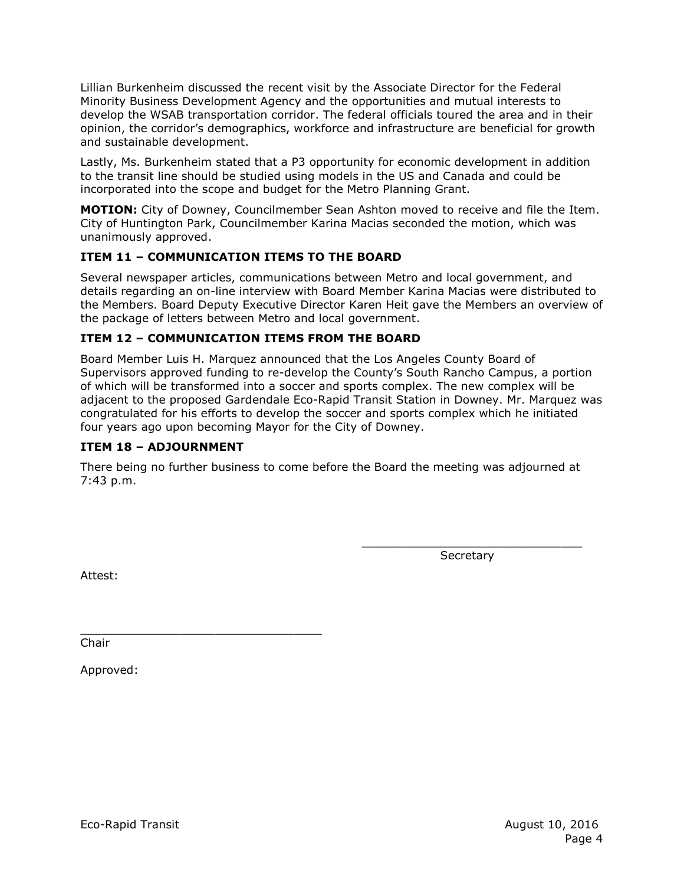Lillian Burkenheim discussed the recent visit by the Associate Director for the Federal Minority Business Development Agency and the opportunities and mutual interests to develop the WSAB transportation corridor. The federal officials toured the area and in their opinion, the corridor's demographics, workforce and infrastructure are beneficial for growth and sustainable development.

Lastly, Ms. Burkenheim stated that a P3 opportunity for economic development in addition to the transit line should be studied using models in the US and Canada and could be incorporated into the scope and budget for the Metro Planning Grant.

**MOTION:** City of Downey, Councilmember Sean Ashton moved to receive and file the Item. City of Huntington Park, Councilmember Karina Macias seconded the motion, which was unanimously approved.

### ITEM 11 – COMMUNICATION ITEMS TO THE BOARD

Several newspaper articles, communications between Metro and local government, and details regarding an on-line interview with Board Member Karina Macias were distributed to the Members. Board Deputy Executive Director Karen Heit gave the Members an overview of the package of letters between Metro and local government.

### ITEM 12 – COMMUNICATION ITEMS FROM THE BOARD

Board Member Luis H. Marquez announced that the Los Angeles County Board of Supervisors approved funding to re-develop the County's South Rancho Campus, a portion of which will be transformed into a soccer and sports complex. The new complex will be adjacent to the proposed Gardendale Eco-Rapid Transit Station in Downey. Mr. Marquez was congratulated for his efforts to develop the soccer and sports complex which he initiated four years ago upon becoming Mayor for the City of Downey.

### ITEM 18 – ADJOURNMENT

There being no further business to come before the Board the meeting was adjourned at 7:43 p.m.

\_\_\_\_\_\_\_\_\_\_\_\_\_\_\_\_\_\_\_\_\_\_\_\_\_\_\_\_\_\_
Secretary

Attest:

\_\_\_\_\_\_\_\_\_\_\_\_\_\_\_\_\_\_\_\_\_\_\_\_\_\_\_\_\_\_
Chair

Approved: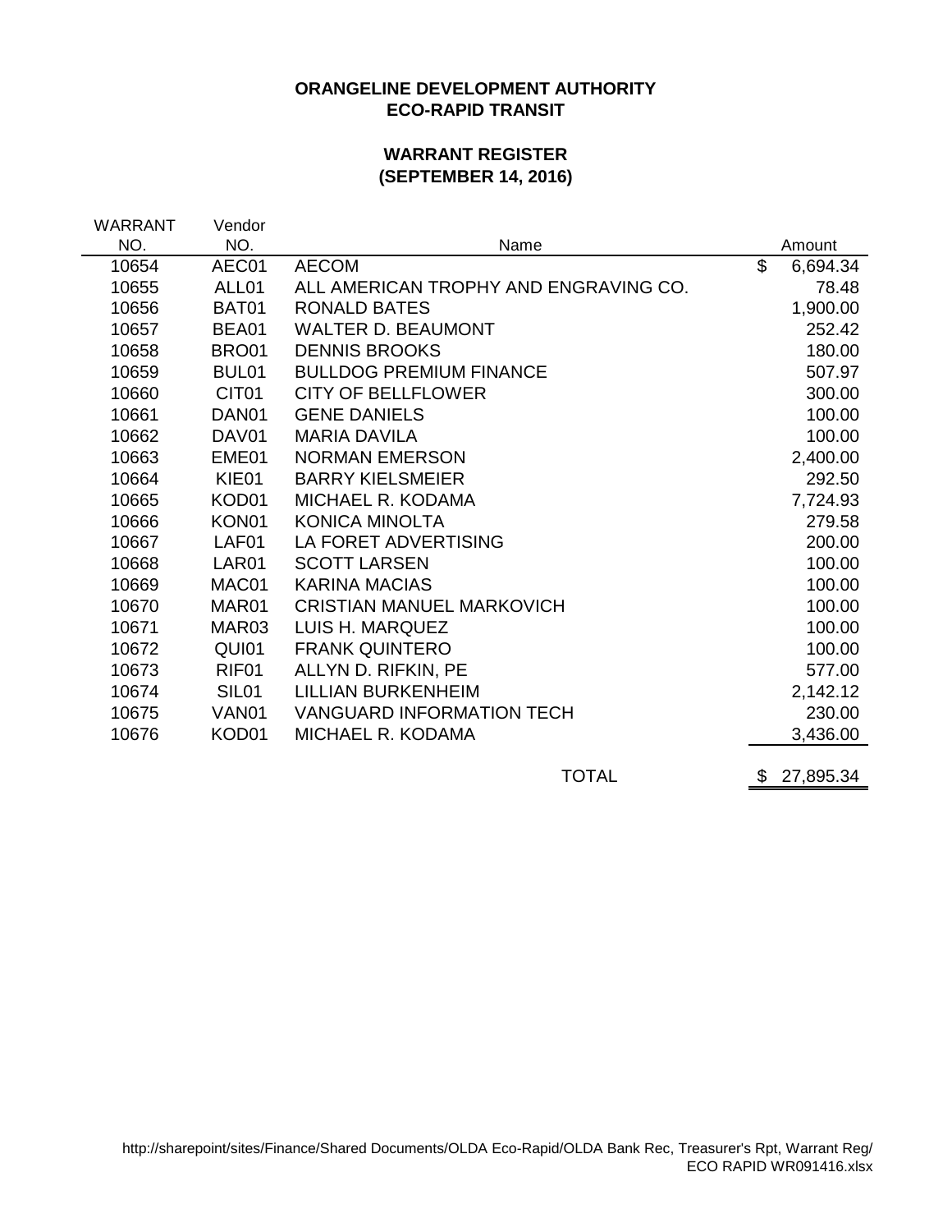**ORANGELINE DEVELOPMENT AUTHORITY**
**ECO-RAPID TRANSIT**

**WARRANT REGISTER**
**(SEPTEMBER 14, 2016)**

| WARRANT NO. | Vendor NO. | Name | Amount |
|---|---|---|---|
| 10654 | AEC01 | AECOM | $ 6,694.34 |
| 10655 | ALL01 | ALL AMERICAN TROPHY AND ENGRAVING CO. | 78.48 |
| 10656 | BAT01 | RONALD BATES | 1,900.00 |
| 10657 | BEA01 | WALTER D. BEAUMONT | 252.42 |
| 10658 | BRO01 | DENNIS BROOKS | 180.00 |
| 10659 | BUL01 | BULLDOG PREMIUM FINANCE | 507.97 |
| 10660 | CIT01 | CITY OF BELLFLOWER | 300.00 |
| 10661 | DAN01 | GENE DANIELS | 100.00 |
| 10662 | DAV01 | MARIA DAVILA | 100.00 |
| 10663 | EME01 | NORMAN EMERSON | 2,400.00 |
| 10664 | KIE01 | BARRY KIELSMEIER | 292.50 |
| 10665 | KOD01 | MICHAEL R. KODAMA | 7,724.93 |
| 10666 | KON01 | KONICA MINOLTA | 279.58 |
| 10667 | LAF01 | LA FORET ADVERTISING | 200.00 |
| 10668 | LAR01 | SCOTT LARSEN | 100.00 |
| 10669 | MAC01 | KARINA MACIAS | 100.00 |
| 10670 | MAR01 | CRISTIAN MANUEL MARKOVICH | 100.00 |
| 10671 | MAR03 | LUIS H. MARQUEZ | 100.00 |
| 10672 | QUI01 | FRANK QUINTERO | 100.00 |
| 10673 | RIF01 | ALLYN D. RIFKIN, PE | 577.00 |
| 10674 | SIL01 | LILLIAN BURKENHEIM | 2,142.12 |
| 10675 | VAN01 | VANGUARD INFORMATION TECH | 230.00 |
| 10676 | KOD01 | MICHAEL R. KODAMA | 3,436.00 |
| | | TOTAL | $ 27,895.34 |

http://sharepoint/sites/Finance/Shared Documents/OLDA Eco-Rapid/OLDA Bank Rec, Treasurer's Rpt, Warrant Reg/ECO RAPID WR091416.xlsx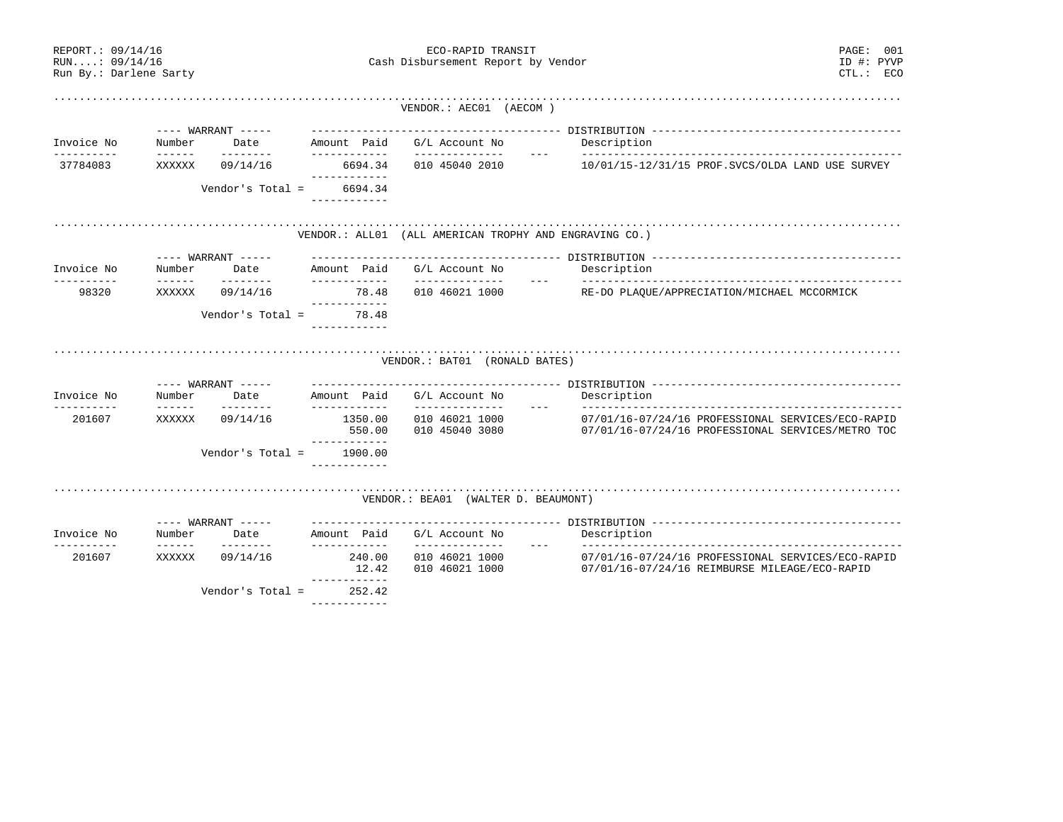REPORT.: 09/14/16
RUN....: 09/14/16
Run By.: Darlene Sarty

ECO-RAPID TRANSIT
Cash Disbursement Report by Vendor

PAGE: 001
ID #: PYVP
CTL.: ECO

## VENDOR.: AEC01 (AECOM )

| Invoice No | WARRANT Number | WARRANT Date | Amount Paid | G/L Account No | --- | Description |
|---|---|---|---|---|---|---|
| 37784083 | XXXXXX | 09/14/16 | 6694.34 | 010 45040 2010 | | 10/01/15-12/31/15 PROF.SVCS/OLDA LAND USE SURVEY |
| | | Vendor's Total = | 6694.34 | | | |

## VENDOR.: ALL01 (ALL AMERICAN TROPHY AND ENGRAVING CO.)

| Invoice No | WARRANT Number | WARRANT Date | Amount Paid | G/L Account No | --- | Description |
|---|---|---|---|---|---|---|
| 98320 | XXXXXX | 09/14/16 | 78.48 | 010 46021 1000 | | RE-DO PLAQUE/APPRECIATION/MICHAEL MCCORMICK |
| | | Vendor's Total = | 78.48 | | | |

## VENDOR.: BAT01 (RONALD BATES)

| Invoice No | WARRANT Number | WARRANT Date | Amount Paid | G/L Account No | --- | Description |
|---|---|---|---|---|---|---|
| 201607 | XXXXXX | 09/14/16 | 1350.00 | 010 46021 1000 | | 07/01/16-07/24/16 PROFESSIONAL SERVICES/ECO-RAPID |
| | | | 550.00 | 010 45040 3080 | | 07/01/16-07/24/16 PROFESSIONAL SERVICES/METRO TOC |
| | | Vendor's Total = | 1900.00 | | | |

## VENDOR.: BEA01 (WALTER D. BEAUMONT)

| Invoice No | WARRANT Number | WARRANT Date | Amount Paid | G/L Account No | --- | Description |
|---|---|---|---|---|---|---|
| 201607 | XXXXXX | 09/14/16 | 240.00 | 010 46021 1000 | | 07/01/16-07/24/16 PROFESSIONAL SERVICES/ECO-RAPID |
| | | | 12.42 | 010 46021 1000 | | 07/01/16-07/24/16 REIMBURSE MILEAGE/ECO-RAPID |
| | | Vendor's Total = | 252.42 | | | |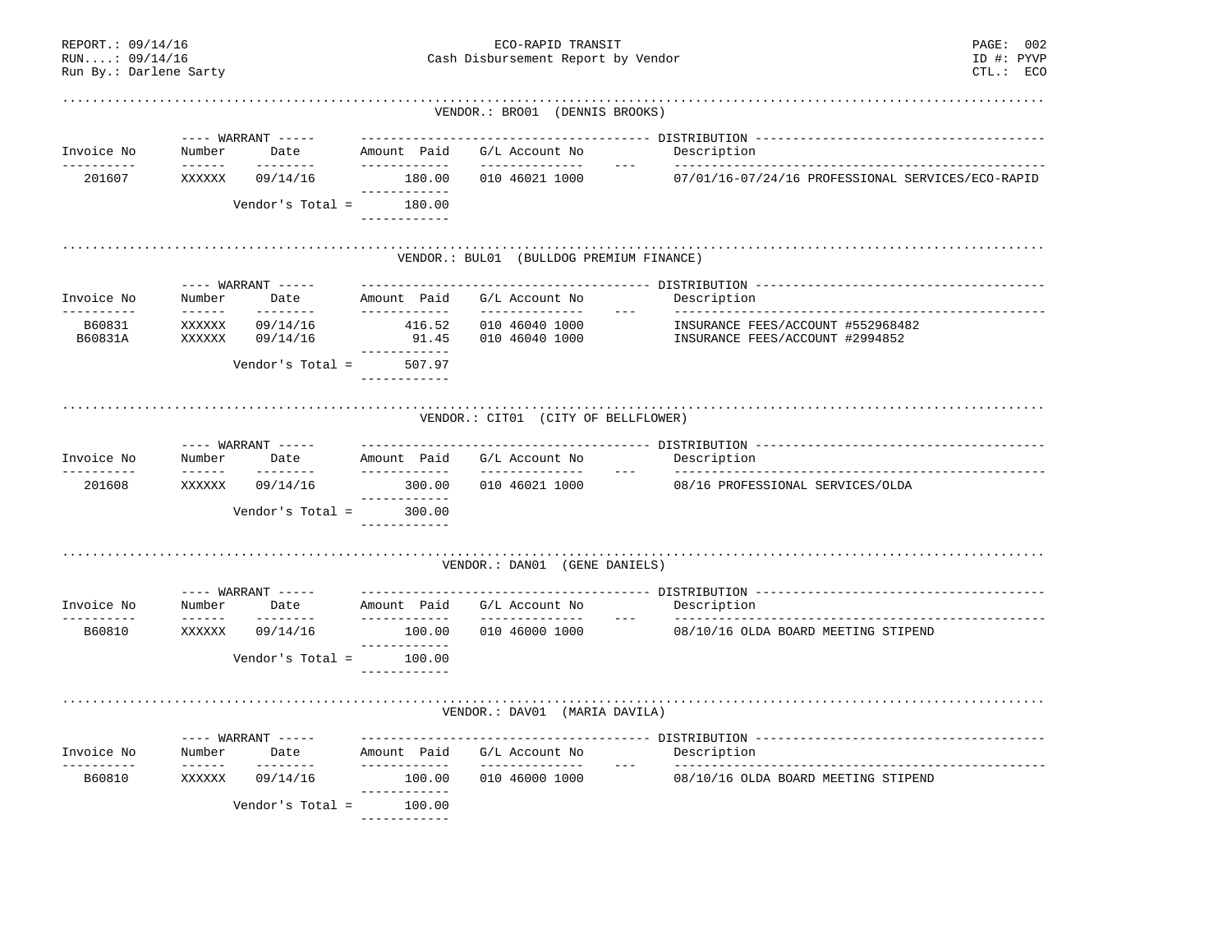REPORT.: 09/14/16
RUN....: 09/14/16
Run By.: Darlene Sarty

ECO-RAPID TRANSIT
Cash Disbursement Report by Vendor

PAGE: 002
ID #: PYVP
CTL.: ECO

## VENDOR.: BRO01 (DENNIS BROOKS)

| Invoice No | Warrant Number | Warrant Date | Amount Paid | G/L Account No | Description |
|---|---|---|---|---|---|
| 201607 | XXXXXX | 09/14/16 | 180.00 | 010 46021 1000 | 07/01/16-07/24/16 PROFESSIONAL SERVICES/ECO-RAPID |
| | | Vendor's Total = | 180.00 | | |

## VENDOR.: BUL01 (BULLDOG PREMIUM FINANCE)

| Invoice No | Warrant Number | Warrant Date | Amount Paid | G/L Account No | Description |
|---|---|---|---|---|---|
| B60831 | XXXXXX | 09/14/16 | 416.52 | 010 46040 1000 | INSURANCE FEES/ACCOUNT #552968482 |
| B60831A | XXXXXX | 09/14/16 | 91.45 | 010 46040 1000 | INSURANCE FEES/ACCOUNT #2994852 |
| | | Vendor's Total = | 507.97 | | |

## VENDOR.: CIT01 (CITY OF BELLFLOWER)

| Invoice No | Warrant Number | Warrant Date | Amount Paid | G/L Account No | Description |
|---|---|---|---|---|---|
| 201608 | XXXXXX | 09/14/16 | 300.00 | 010 46021 1000 | 08/16 PROFESSIONAL SERVICES/OLDA |
| | | Vendor's Total = | 300.00 | | |

## VENDOR.: DAN01 (GENE DANIELS)

| Invoice No | Warrant Number | Warrant Date | Amount Paid | G/L Account No | Description |
|---|---|---|---|---|---|
| B60810 | XXXXXX | 09/14/16 | 100.00 | 010 46000 1000 | 08/10/16 OLDA BOARD MEETING STIPEND |
| | | Vendor's Total = | 100.00 | | |

## VENDOR.: DAV01 (MARIA DAVILA)

| Invoice No | Warrant Number | Warrant Date | Amount Paid | G/L Account No | Description |
|---|---|---|---|---|---|
| B60810 | XXXXXX | 09/14/16 | 100.00 | 010 46000 1000 | 08/10/16 OLDA BOARD MEETING STIPEND |
| | | Vendor's Total = | 100.00 | | |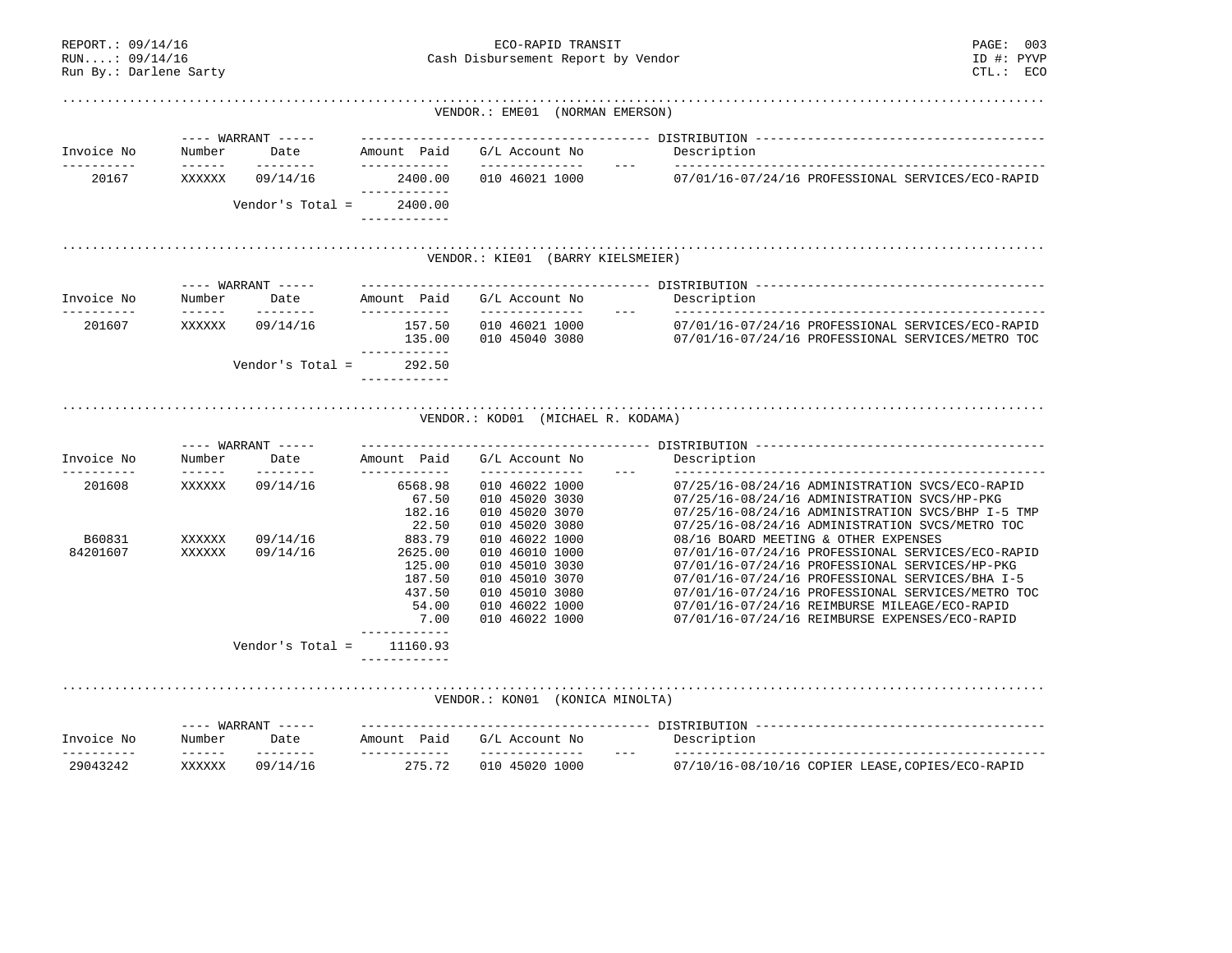REPORT.: 09/14/16
RUN....: 09/14/16
Run By.: Darlene Sarty

ECO-RAPID TRANSIT
Cash Disbursement Report by Vendor

PAGE: 003
ID #: PYVP
CTL.: ECO

## VENDOR.: EME01 (NORMAN EMERSON)

| Invoice No | WARRANT Number | WARRANT Date | Amount Paid | G/L Account No | Description |
|---|---|---|---|---|---|
| 20167 | XXXXXX | 09/14/16 | 2400.00 | 010 46021 1000 | 07/01/16-07/24/16 PROFESSIONAL SERVICES/ECO-RAPID |
| | | Vendor's Total = | 2400.00 | | |

## VENDOR.: KIE01 (BARRY KIELSMEIER)

| Invoice No | WARRANT Number | WARRANT Date | Amount Paid | G/L Account No | Description |
|---|---|---|---|---|---|
| 201607 | XXXXXX | 09/14/16 | 157.50 | 010 46021 1000 | 07/01/16-07/24/16 PROFESSIONAL SERVICES/ECO-RAPID |
| | | | 135.00 | 010 45040 3080 | 07/01/16-07/24/16 PROFESSIONAL SERVICES/METRO TOC |
| | | Vendor's Total = | 292.50 | | |

## VENDOR.: KOD01 (MICHAEL R. KODAMA)

| Invoice No | WARRANT Number | WARRANT Date | Amount Paid | G/L Account No | Description |
|---|---|---|---|---|---|
| 201608 | XXXXXX | 09/14/16 | 6568.98 | 010 46022 1000 | 07/25/16-08/24/16 ADMINISTRATION SVCS/ECO-RAPID |
| | | | 67.50 | 010 45020 3030 | 07/25/16-08/24/16 ADMINISTRATION SVCS/HP-PKG |
| | | | 182.16 | 010 45020 3070 | 07/25/16-08/24/16 ADMINISTRATION SVCS/BHP I-5 TMP |
| | | | 22.50 | 010 45020 3080 | 07/25/16-08/24/16 ADMINISTRATION SVCS/METRO TOC |
| B60831 | XXXXXX | 09/14/16 | 883.79 | 010 46022 1000 | 08/16 BOARD MEETING & OTHER EXPENSES |
| 84201607 | XXXXXX | 09/14/16 | 2625.00 | 010 46010 1000 | 07/01/16-07/24/16 PROFESSIONAL SERVICES/ECO-RAPID |
| | | | 125.00 | 010 45010 3030 | 07/01/16-07/24/16 PROFESSIONAL SERVICES/HP-PKG |
| | | | 187.50 | 010 45010 3070 | 07/01/16-07/24/16 PROFESSIONAL SERVICES/BHA I-5 |
| | | | 437.50 | 010 45010 3080 | 07/01/16-07/24/16 PROFESSIONAL SERVICES/METRO TOC |
| | | | 54.00 | 010 46022 1000 | 07/01/16-07/24/16 REIMBURSE MILEAGE/ECO-RAPID |
| | | | 7.00 | 010 46022 1000 | 07/01/16-07/24/16 REIMBURSE EXPENSES/ECO-RAPID |
| | | Vendor's Total = | 11160.93 | | |

## VENDOR.: KON01 (KONICA MINOLTA)

| Invoice No | WARRANT Number | WARRANT Date | Amount Paid | G/L Account No | Description |
|---|---|---|---|---|---|
| 29043242 | XXXXXX | 09/14/16 | 275.72 | 010 45020 1000 | 07/10/16-08/10/16 COPIER LEASE,COPIES/ECO-RAPID |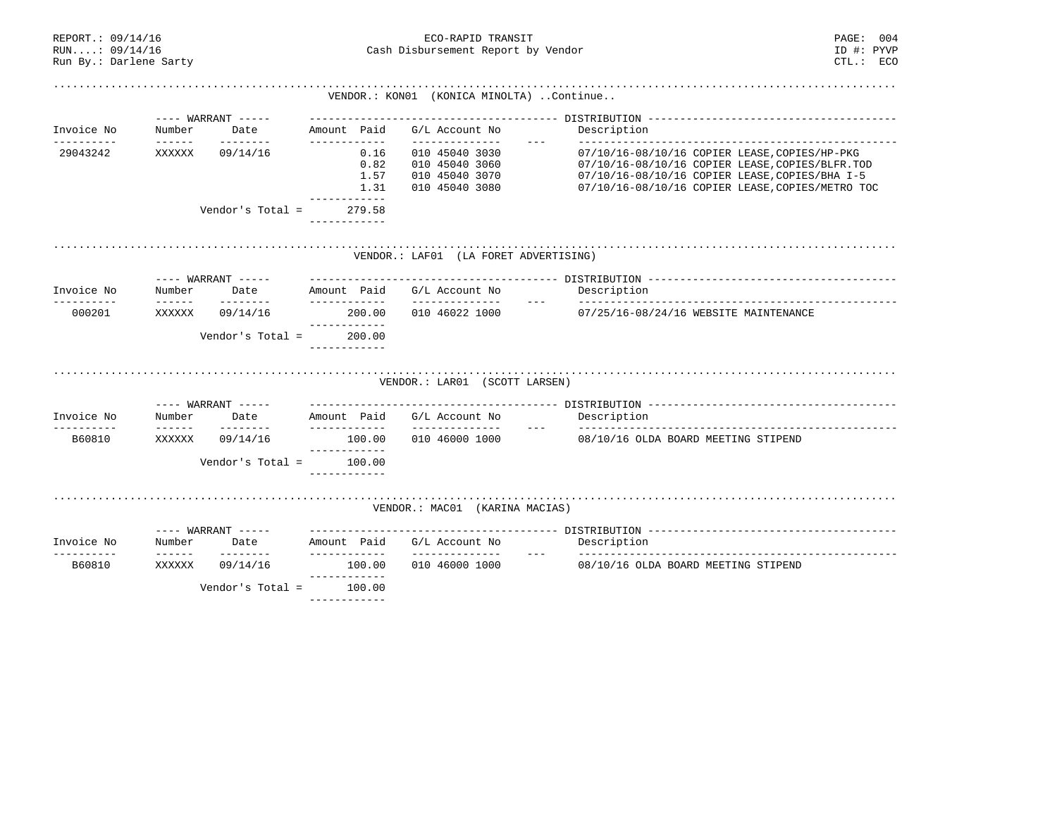VENDOR.: KON01 (KONICA MINOLTA) ..Continue..

| Invoice No | WARRANT Number | WARRANT Date | Amount Paid | G/L Account No | --- | Description |
|---|---|---|---|---|---|---|
| 29043242 | XXXXXX | 09/14/16 | 0.16 | 010 45040 3030 | | 07/10/16-08/10/16 COPIER LEASE,COPIES/HP-PKG |
| | | | 0.82 | 010 45040 3060 | | 07/10/16-08/10/16 COPIER LEASE,COPIES/BLFR.TOD |
| | | | 1.57 | 010 45040 3070 | | 07/10/16-08/10/16 COPIER LEASE,COPIES/BHA I-5 |
| | | | 1.31 | 010 45040 3080 | | 07/10/16-08/10/16 COPIER LEASE,COPIES/METRO TOC |
| | | Vendor's Total = | 279.58 | | | |

VENDOR.: LAF01 (LA FORET ADVERTISING)

| Invoice No | WARRANT Number | WARRANT Date | Amount Paid | G/L Account No | --- | Description |
|---|---|---|---|---|---|---|
| 000201 | XXXXXX | 09/14/16 | 200.00 | 010 46022 1000 | | 07/25/16-08/24/16 WEBSITE MAINTENANCE |
| | | Vendor's Total = | 200.00 | | | |

VENDOR.: LAR01 (SCOTT LARSEN)

| Invoice No | WARRANT Number | WARRANT Date | Amount Paid | G/L Account No | --- | Description |
|---|---|---|---|---|---|---|
| B60810 | XXXXXX | 09/14/16 | 100.00 | 010 46000 1000 | | 08/10/16 OLDA BOARD MEETING STIPEND |
| | | Vendor's Total = | 100.00 | | | |

VENDOR.: MAC01 (KARINA MACIAS)

| Invoice No | WARRANT Number | WARRANT Date | Amount Paid | G/L Account No | --- | Description |
|---|---|---|---|---|---|---|
| B60810 | XXXXXX | 09/14/16 | 100.00 | 010 46000 1000 | | 08/10/16 OLDA BOARD MEETING STIPEND |
| | | Vendor's Total = | 100.00 | | | |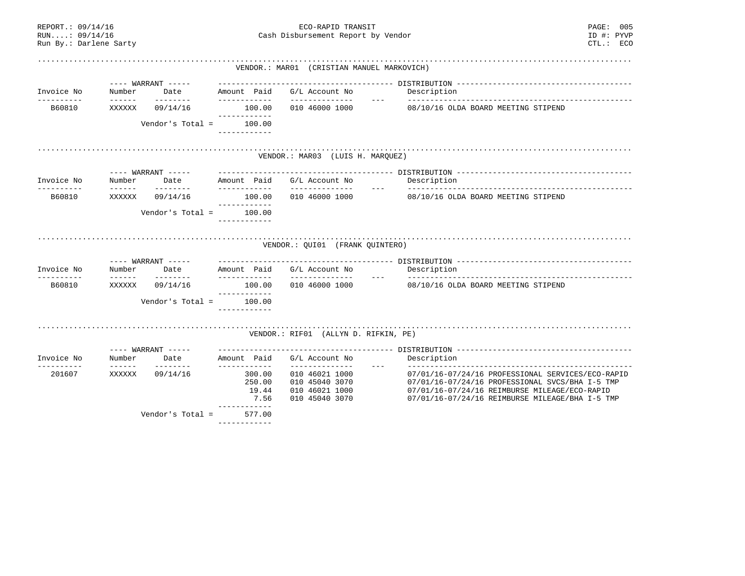REPORT.: 09/14/16
RUN....: 09/14/16
Run By.: Darlene Sarty

**ECO-RAPID TRANSIT**
**Cash Disbursement Report by Vendor**

PAGE: 005
ID #: PYVP
CTL.: ECO

### VENDOR.: MAR01 (CRISTIAN MANUEL MARKOVICH)

| Invoice No | WARRANT Number | WARRANT Date | Amount Paid | G/L Account No | Description |
|---|---|---|---|---|---|
| B60810 | XXXXXX | 09/14/16 | 100.00 | 010 46000 1000 | 08/10/16 OLDA BOARD MEETING STIPEND |
| | | Vendor's Total = | 100.00 | | |

### VENDOR.: MAR03 (LUIS H. MARQUEZ)

| Invoice No | WARRANT Number | WARRANT Date | Amount Paid | G/L Account No | Description |
|---|---|---|---|---|---|
| B60810 | XXXXXX | 09/14/16 | 100.00 | 010 46000 1000 | 08/10/16 OLDA BOARD MEETING STIPEND |
| | | Vendor's Total = | 100.00 | | |

### VENDOR.: QUI01 (FRANK QUINTERO)

| Invoice No | WARRANT Number | WARRANT Date | Amount Paid | G/L Account No | Description |
|---|---|---|---|---|---|
| B60810 | XXXXXX | 09/14/16 | 100.00 | 010 46000 1000 | 08/10/16 OLDA BOARD MEETING STIPEND |
| | | Vendor's Total = | 100.00 | | |

### VENDOR.: RIF01 (ALLYN D. RIFKIN, PE)

| Invoice No | WARRANT Number | WARRANT Date | Amount Paid | G/L Account No | Description |
|---|---|---|---|---|---|
| 201607 | XXXXXX | 09/14/16 | 300.00 | 010 46021 1000 | 07/01/16-07/24/16 PROFESSIONAL SERVICES/ECO-RAPID |
| | | | 250.00 | 010 45040 3070 | 07/01/16-07/24/16 PROFESSIONAL SVCS/BHA I-5 TMP |
| | | | 19.44 | 010 46021 1000 | 07/01/16-07/24/16 REIMBURSE MILEAGE/ECO-RAPID |
| | | | 7.56 | 010 45040 3070 | 07/01/16-07/24/16 REIMBURSE MILEAGE/BHA I-5 TMP |
| | | Vendor's Total = | 577.00 | | |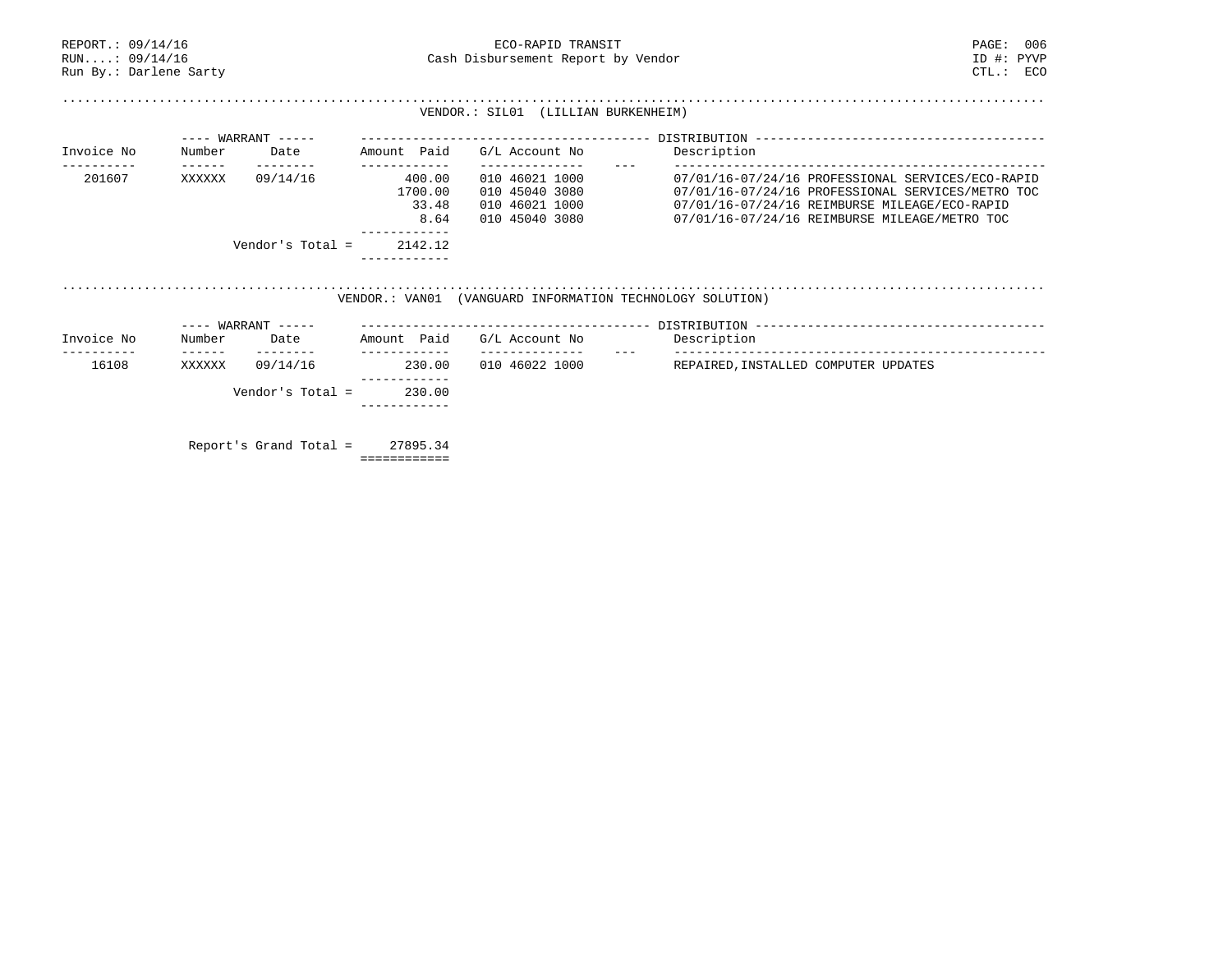REPORT.: 09/14/16
RUN....: 09/14/16
Run By.: Darlene Sarty

ECO-RAPID TRANSIT
Cash Disbursement Report by Vendor

PAGE: 006
ID #: PYVP
CTL.: ECO

VENDOR.: SIL01 (LILLIAN BURKENHEIM)

| Invoice No | Warrant Number | Warrant Date | Amount Paid | G/L Account No | --- | Description |
|---|---|---|---|---|---|---|
| 201607 | XXXXXX | 09/14/16 | 400.00 | 010 46021 1000 | | 07/01/16-07/24/16 PROFESSIONAL SERVICES/ECO-RAPID |
| | | | 1700.00 | 010 45040 3080 | | 07/01/16-07/24/16 PROFESSIONAL SERVICES/METRO TOC |
| | | | 33.48 | 010 46021 1000 | | 07/01/16-07/24/16 REIMBURSE MILEAGE/ECO-RAPID |
| | | | 8.64 | 010 45040 3080 | | 07/01/16-07/24/16 REIMBURSE MILEAGE/METRO TOC |
| | Vendor's Total = | | 2142.12 | | | |

VENDOR.: VAN01 (VANGUARD INFORMATION TECHNOLOGY SOLUTION)

| Invoice No | Warrant Number | Warrant Date | Amount Paid | G/L Account No | --- | Description |
|---|---|---|---|---|---|---|
| 16108 | XXXXXX | 09/14/16 | 230.00 | 010 46022 1000 | | REPAIRED,INSTALLED COMPUTER UPDATES |
| | Vendor's Total = | | 230.00 | | | |

Report's Grand Total = 27895.34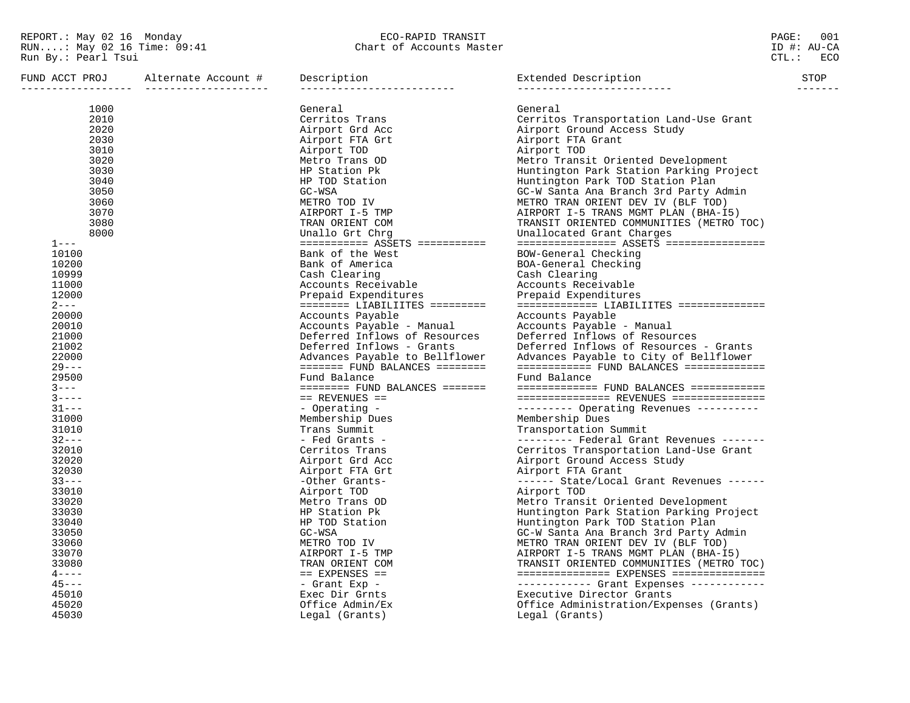REPORT.: May 02 16 Monday
RUN....: May 02 16 Time: 09:41
Run By.: Pearl Tsui

ECO-RAPID TRANSIT
Chart of Accounts Master

PAGE: 001
ID #: AU-CA
CTL.: ECO

| FUND ACCT PROJ | Alternate Account # | Description | Extended Description | STOP |
|---|---|---|---|---|
| 1000 | | General | General | |
| 2010 | | Cerritos Trans | Cerritos Transportation Land-Use Grant | |
| 2020 | | Airport Grd Acc | Airport Ground Access Study | |
| 2030 | | Airport FTA Grt | Airport FTA Grant | |
| 3010 | | Airport TOD | Airport TOD | |
| 3020 | | Metro Trans OD | Metro Transit Oriented Development | |
| 3030 | | HP Station Pk | Huntington Park Station Parking Project | |
| 3040 | | HP TOD Station | Huntington Park TOD Station Plan | |
| 3050 | | GC-WSA | GC-W Santa Ana Branch 3rd Party Admin | |
| 3060 | | METRO TOD IV | METRO TRAN ORIENT DEV IV (BLF TOD) | |
| 3070 | | AIRPORT I-5 TMP | AIRPORT I-5 TRANS MGMT PLAN (BHA-I5) | |
| 3080 | | TRAN ORIENT COM | TRANSIT ORIENTED COMMUNITIES (METRO TOC) | |
| 8000 | | Unallo Grt Chrg | Unallocated Grant Charges | |
| 1--- | | =========== ASSETS =========== | ================ ASSETS ================ | |
| 10100 | | Bank of the West | BOW-General Checking | |
| 10200 | | Bank of America | BOA-General Checking | |
| 10999 | | Cash Clearing | Cash Clearing | |
| 11000 | | Accounts Receivable | Accounts Receivable | |
| 12000 | | Prepaid Expenditures | Prepaid Expenditures | |
| 2--- | | ======== LIABILIITES ========= | ============= LIABILIITES ============== | |
| 20000 | | Accounts Payable | Accounts Payable | |
| 20010 | | Accounts Payable - Manual | Accounts Payable - Manual | |
| 21000 | | Deferred Inflows of Resources | Deferred Inflows of Resources | |
| 21002 | | Deferred Inflows - Grants | Deferred Inflows of Resources - Grants | |
| 22000 | | Advances Payable to Bellflower | Advances Payable to City of Bellflower | |
| 29--- | | ======= FUND BALANCES ======== | ============ FUND BALANCES ============= | |
| 29500 | | Fund Balance | Fund Balance | |
| 3--- | | ======== FUND BALANCES ======= | ============= FUND BALANCES ============ | |
| 3---- | | == REVENUES == | =============== REVENUES =============== | |
| 31--- | | - Operating - | --------- Operating Revenues ---------- | |
| 31000 | | Membership Dues | Membership Dues | |
| 31010 | | Trans Summit | Transportation Summit | |
| 32--- | | - Fed Grants - | --------- Federal Grant Revenues ------- | |
| 32010 | | Cerritos Trans | Cerritos Transportation Land-Use Grant | |
| 32020 | | Airport Grd Acc | Airport Ground Access Study | |
| 32030 | | Airport FTA Grt | Airport FTA Grant | |
| 33--- | | -Other Grants- | ------ State/Local Grant Revenues ------ | |
| 33010 | | Airport TOD | Airport TOD | |
| 33020 | | Metro Trans OD | Metro Transit Oriented Development | |
| 33030 | | HP Station Pk | Huntington Park Station Parking Project | |
| 33040 | | HP TOD Station | Huntington Park TOD Station Plan | |
| 33050 | | GC-WSA | GC-W Santa Ana Branch 3rd Party Admin | |
| 33060 | | METRO TOD IV | METRO TRAN ORIENT DEV IV (BLF TOD) | |
| 33070 | | AIRPORT I-5 TMP | AIRPORT I-5 TRANS MGMT PLAN (BHA-I5) | |
| 33080 | | TRAN ORIENT COM | TRANSIT ORIENTED COMMUNITIES (METRO TOC) | |
| 4---- | | == EXPENSES == | =============== EXPENSES =============== | |
| 45--- | | - Grant Exp - | ------------ Grant Expenses ------------ | |
| 45010 | | Exec Dir Grnts | Executive Director Grants | |
| 45020 | | Office Admin/Ex | Office Administration/Expenses (Grants) | |
| 45030 | | Legal (Grants) | Legal (Grants) | |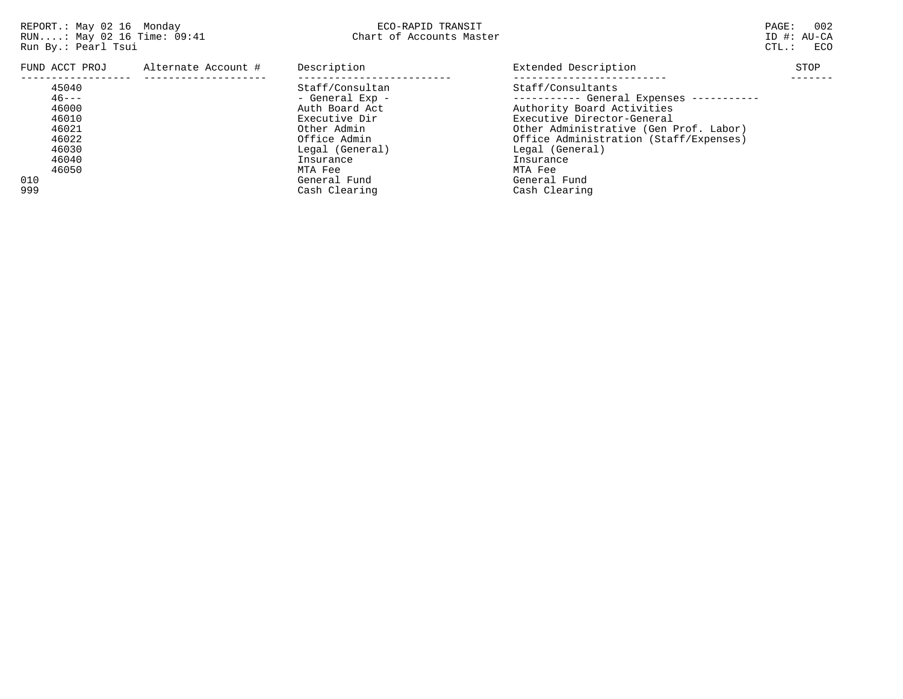REPORT.: May 02 16 Monday
RUN....: May 02 16 Time: 09:41
Run By.: Pearl Tsui

ECO-RAPID TRANSIT
Chart of Accounts Master

ID #: AU-CA
CTL.: ECO

| FUND ACCT PROJ | Alternate Account # | Description | Extended Description | STOP |
|---|---|---|---|---|
| 45040 | | Staff/Consultan | Staff/Consultants | |
| 46--- | | - General Exp - | ----------- General Expenses ----------- | |
| 46000 | | Auth Board Act | Authority Board Activities | |
| 46010 | | Executive Dir | Executive Director-General | |
| 46021 | | Other Admin | Other Administrative (Gen Prof. Labor) | |
| 46022 | | Office Admin | Office Administration (Staff/Expenses) | |
| 46030 | | Legal (General) | Legal (General) | |
| 46040 | | Insurance | Insurance | |
| 46050 | | MTA Fee | MTA Fee | |
| 010 | | General Fund | General Fund | |
| 999 | | Cash Clearing | Cash Clearing | |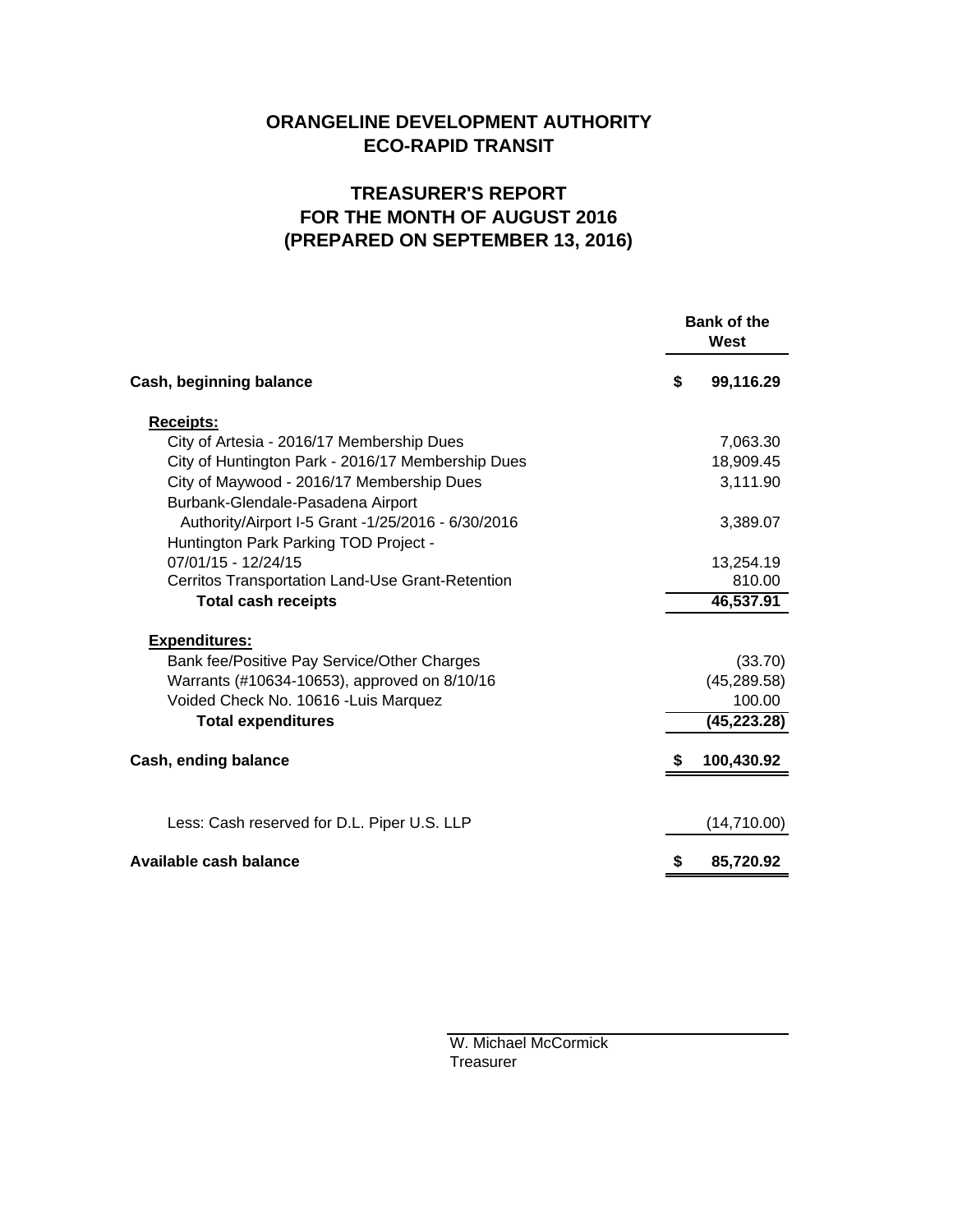# ORANGELINE DEVELOPMENT AUTHORITY
# ECO-RAPID TRANSIT

## TREASURER'S REPORT
## FOR THE MONTH OF AUGUST 2016
## (PREPARED ON SEPTEMBER 13, 2016)

| | Bank of the West |
|---|---|
| **Cash, beginning balance** | **$ 99,116.29** |
| **Receipts:** | |
| City of Artesia - 2016/17 Membership Dues | 7,063.30 |
| City of Huntington Park - 2016/17 Membership Dues | 18,909.45 |
| City of Maywood - 2016/17 Membership Dues | 3,111.90 |
| Burbank-Glendale-Pasadena Airport Authority/Airport I-5 Grant -1/25/2016 - 6/30/2016 | 3,389.07 |
| Huntington Park Parking TOD Project - 07/01/15 - 12/24/15 | 13,254.19 |
| Cerritos Transportation Land-Use Grant-Retention | 810.00 |
| **Total cash receipts** | **46,537.91** |
| **Expenditures:** | |
| Bank fee/Positive Pay Service/Other Charges | (33.70) |
| Warrants (#10634-10653), approved on 8/10/16 | (45,289.58) |
| Voided Check No. 10616 -Luis Marquez | 100.00 |
| **Total expenditures** | **(45,223.28)** |
| **Cash, ending balance** | **$ 100,430.92** |
| Less: Cash reserved for D.L. Piper U.S. LLP | (14,710.00) |
| **Available cash balance** | **$ 85,720.92** |

W. Michael McCormick
Treasurer